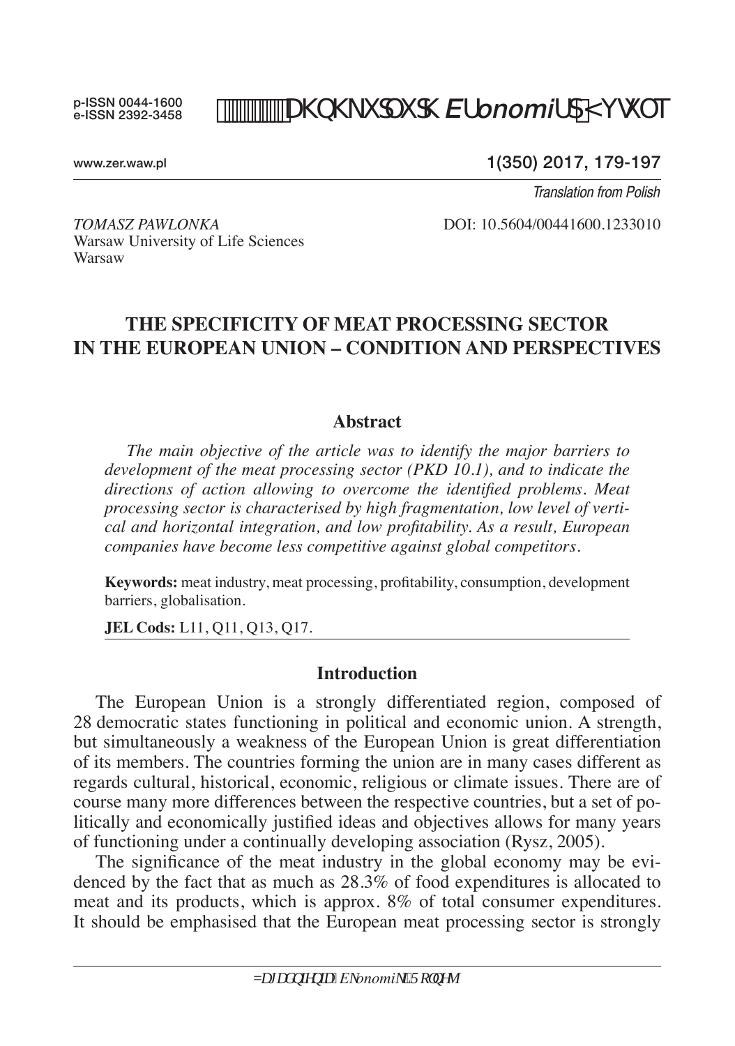p-ISSN 0044-1600
e-ISSN 2392-3458

www.zer.waw.pl

*Translation from Polish*

*TOMASZ PAWLONKA*
Warsaw University of Life Sciences
Warsaw

DOI: 10.5604/00441600.1233010

# THE SPECIFICITY OF MEAT PROCESSING SECTOR IN THE EUROPEAN UNION – CONDITION AND PERSPECTIVES

## Abstract

*The main objective of the article was to identify the major barriers to development of the meat processing sector (PKD 10.1), and to indicate the directions of action allowing to overcome the identified problems. Meat processing sector is characterised by high fragmentation, low level of vertical and horizontal integration, and low profitability. As a result, European companies have become less competitive against global competitors.*

**Keywords:** meat industry, meat processing, profitability, consumption, development barriers, globalisation.

**JEL Cods:** L11, Q11, Q13, Q17.

## Introduction

The European Union is a strongly differentiated region, composed of 28 democratic states functioning in political and economic union. A strength, but simultaneously a weakness of the European Union is great differentiation of its members. The countries forming the union are in many cases different as regards cultural, historical, economic, religious or climate issues. There are of course many more differences between the respective countries, but a set of politically and economically justified ideas and objectives allows for many years of functioning under a continually developing association (Rysz, 2005).

The significance of the meat industry in the global economy may be evidenced by the fact that as much as 28.3% of food expenditures is allocated to meat and its products, which is approx. 8% of total consumer expenditures. It should be emphasised that the European meat processing sector is strongly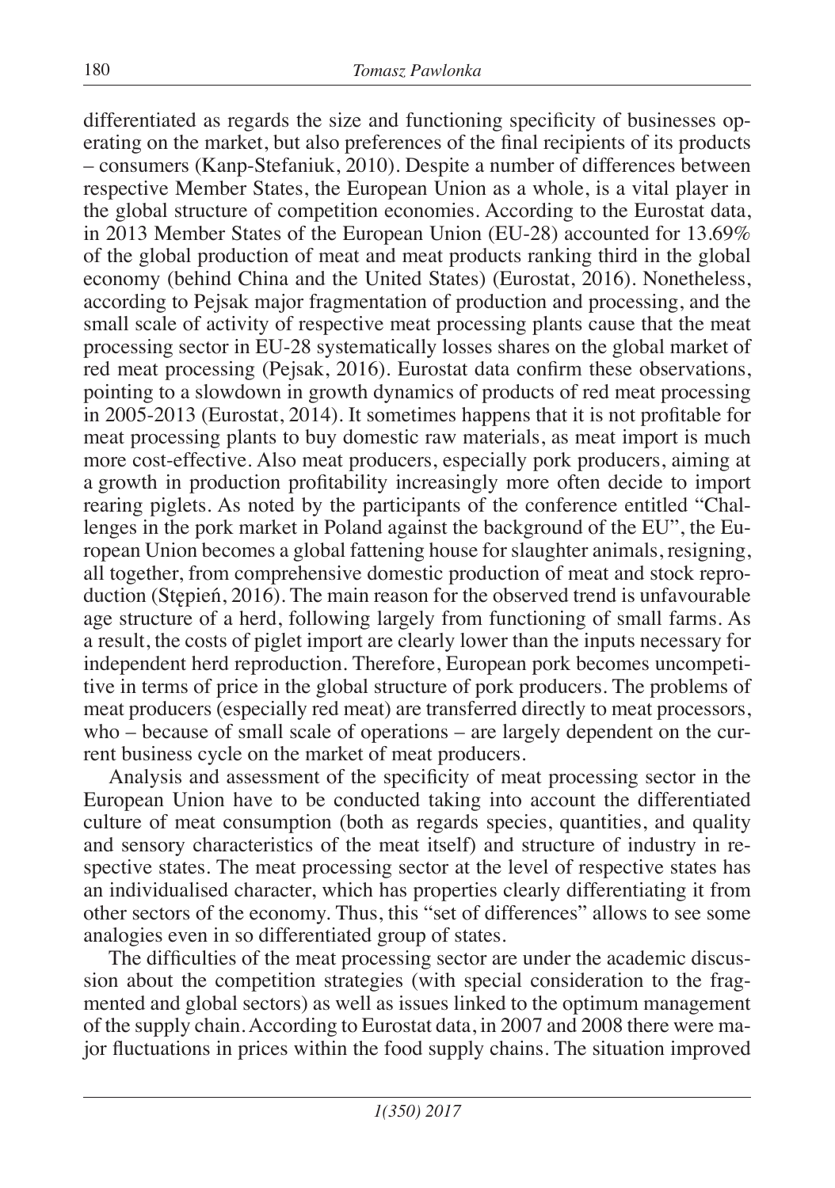differentiated as regards the size and functioning specificity of businesses operating on the market, but also preferences of the final recipients of its products – consumers (Kanp-Stefaniuk, 2010). Despite a number of differences between respective Member States, the European Union as a whole, is a vital player in the global structure of competition economies. According to the Eurostat data, in 2013 Member States of the European Union (EU-28) accounted for 13.69% of the global production of meat and meat products ranking third in the global economy (behind China and the United States) (Eurostat, 2016). Nonetheless, according to Pejsak major fragmentation of production and processing, and the small scale of activity of respective meat processing plants cause that the meat processing sector in EU-28 systematically losses shares on the global market of red meat processing (Pejsak, 2016). Eurostat data confirm these observations, pointing to a slowdown in growth dynamics of products of red meat processing in 2005-2013 (Eurostat, 2014). It sometimes happens that it is not profitable for meat processing plants to buy domestic raw materials, as meat import is much more cost-effective. Also meat producers, especially pork producers, aiming at a growth in production profitability increasingly more often decide to import rearing piglets. As noted by the participants of the conference entitled "Challenges in the pork market in Poland against the background of the EU", the European Union becomes a global fattening house for slaughter animals, resigning, all together, from comprehensive domestic production of meat and stock reproduction (Stępień, 2016). The main reason for the observed trend is unfavourable age structure of a herd, following largely from functioning of small farms. As a result, the costs of piglet import are clearly lower than the inputs necessary for independent herd reproduction. Therefore, European pork becomes uncompetitive in terms of price in the global structure of pork producers. The problems of meat producers (especially red meat) are transferred directly to meat processors, who – because of small scale of operations – are largely dependent on the current business cycle on the market of meat producers.

Analysis and assessment of the specificity of meat processing sector in the European Union have to be conducted taking into account the differentiated culture of meat consumption (both as regards species, quantities, and quality and sensory characteristics of the meat itself) and structure of industry in respective states. The meat processing sector at the level of respective states has an individualised character, which has properties clearly differentiating it from other sectors of the economy. Thus, this "set of differences" allows to see some analogies even in so differentiated group of states.

The difficulties of the meat processing sector are under the academic discussion about the competition strategies (with special consideration to the fragmented and global sectors) as well as issues linked to the optimum management of the supply chain. According to Eurostat data, in 2007 and 2008 there were major fluctuations in prices within the food supply chains. The situation improved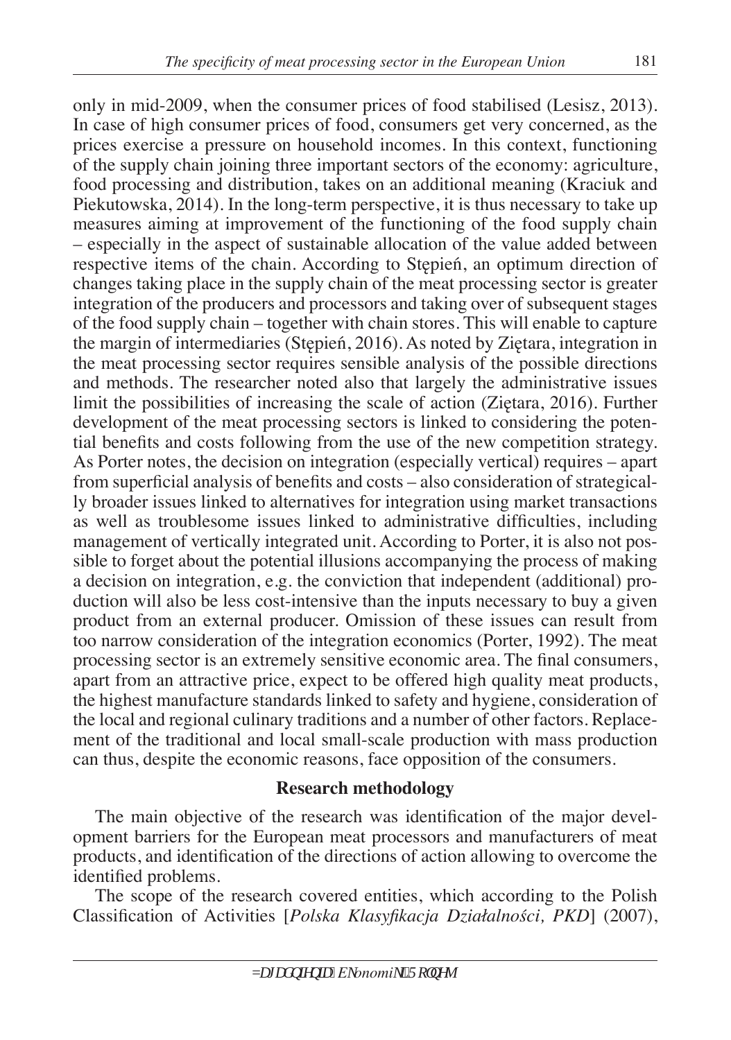only in mid-2009, when the consumer prices of food stabilised (Lesisz, 2013). In case of high consumer prices of food, consumers get very concerned, as the prices exercise a pressure on household incomes. In this context, functioning of the supply chain joining three important sectors of the economy: agriculture, food processing and distribution, takes on an additional meaning (Kraciuk and Piekutowska, 2014). In the long-term perspective, it is thus necessary to take up measures aiming at improvement of the functioning of the food supply chain – especially in the aspect of sustainable allocation of the value added between respective items of the chain. According to Stępień, an optimum direction of changes taking place in the supply chain of the meat processing sector is greater integration of the producers and processors and taking over of subsequent stages of the food supply chain – together with chain stores. This will enable to capture the margin of intermediaries (Stępień, 2016). As noted by Ziętara, integration in the meat processing sector requires sensible analysis of the possible directions and methods. The researcher noted also that largely the administrative issues limit the possibilities of increasing the scale of action (Ziętara, 2016). Further development of the meat processing sectors is linked to considering the potential benefits and costs following from the use of the new competition strategy. As Porter notes, the decision on integration (especially vertical) requires – apart from superficial analysis of benefits and costs – also consideration of strategically broader issues linked to alternatives for integration using market transactions as well as troublesome issues linked to administrative difficulties, including management of vertically integrated unit. According to Porter, it is also not possible to forget about the potential illusions accompanying the process of making a decision on integration, e.g. the conviction that independent (additional) production will also be less cost-intensive than the inputs necessary to buy a given product from an external producer. Omission of these issues can result from too narrow consideration of the integration economics (Porter, 1992). The meat processing sector is an extremely sensitive economic area. The final consumers, apart from an attractive price, expect to be offered high quality meat products, the highest manufacture standards linked to safety and hygiene, consideration of the local and regional culinary traditions and a number of other factors. Replacement of the traditional and local small-scale production with mass production can thus, despite the economic reasons, face opposition of the consumers.

## Research methodology

The main objective of the research was identification of the major development barriers for the European meat processors and manufacturers of meat products, and identification of the directions of action allowing to overcome the identified problems.

The scope of the research covered entities, which according to the Polish Classification of Activities [*Polska Klasyfikacja Działalności, PKD*] (2007),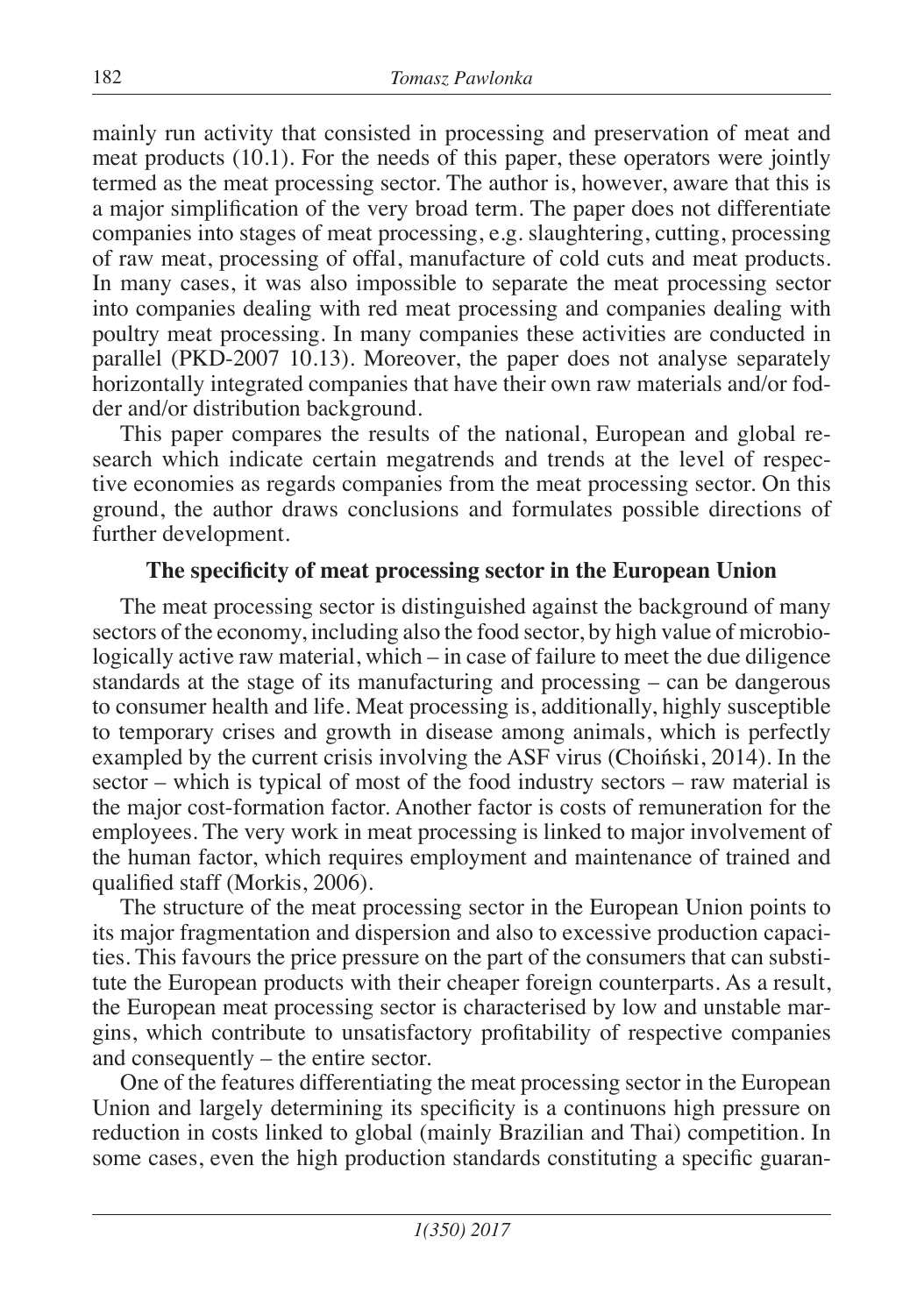mainly run activity that consisted in processing and preservation of meat and meat products (10.1). For the needs of this paper, these operators were jointly termed as the meat processing sector. The author is, however, aware that this is a major simplification of the very broad term. The paper does not differentiate companies into stages of meat processing, e.g. slaughtering, cutting, processing of raw meat, processing of offal, manufacture of cold cuts and meat products. In many cases, it was also impossible to separate the meat processing sector into companies dealing with red meat processing and companies dealing with poultry meat processing. In many companies these activities are conducted in parallel (PKD-2007 10.13). Moreover, the paper does not analyse separately horizontally integrated companies that have their own raw materials and/or fodder and/or distribution background.

This paper compares the results of the national, European and global research which indicate certain megatrends and trends at the level of respective economies as regards companies from the meat processing sector. On this ground, the author draws conclusions and formulates possible directions of further development.

## The specificity of meat processing sector in the European Union

The meat processing sector is distinguished against the background of many sectors of the economy, including also the food sector, by high value of microbiologically active raw material, which – in case of failure to meet the due diligence standards at the stage of its manufacturing and processing – can be dangerous to consumer health and life. Meat processing is, additionally, highly susceptible to temporary crises and growth in disease among animals, which is perfectly exampled by the current crisis involving the ASF virus (Choiński, 2014). In the sector – which is typical of most of the food industry sectors – raw material is the major cost-formation factor. Another factor is costs of remuneration for the employees. The very work in meat processing is linked to major involvement of the human factor, which requires employment and maintenance of trained and qualified staff (Morkis, 2006).

The structure of the meat processing sector in the European Union points to its major fragmentation and dispersion and also to excessive production capacities. This favours the price pressure on the part of the consumers that can substitute the European products with their cheaper foreign counterparts. As a result, the European meat processing sector is characterised by low and unstable margins, which contribute to unsatisfactory profitability of respective companies and consequently – the entire sector.

One of the features differentiating the meat processing sector in the European Union and largely determining its specificity is a continuons high pressure on reduction in costs linked to global (mainly Brazilian and Thai) competition. In some cases, even the high production standards constituting a specific guaran-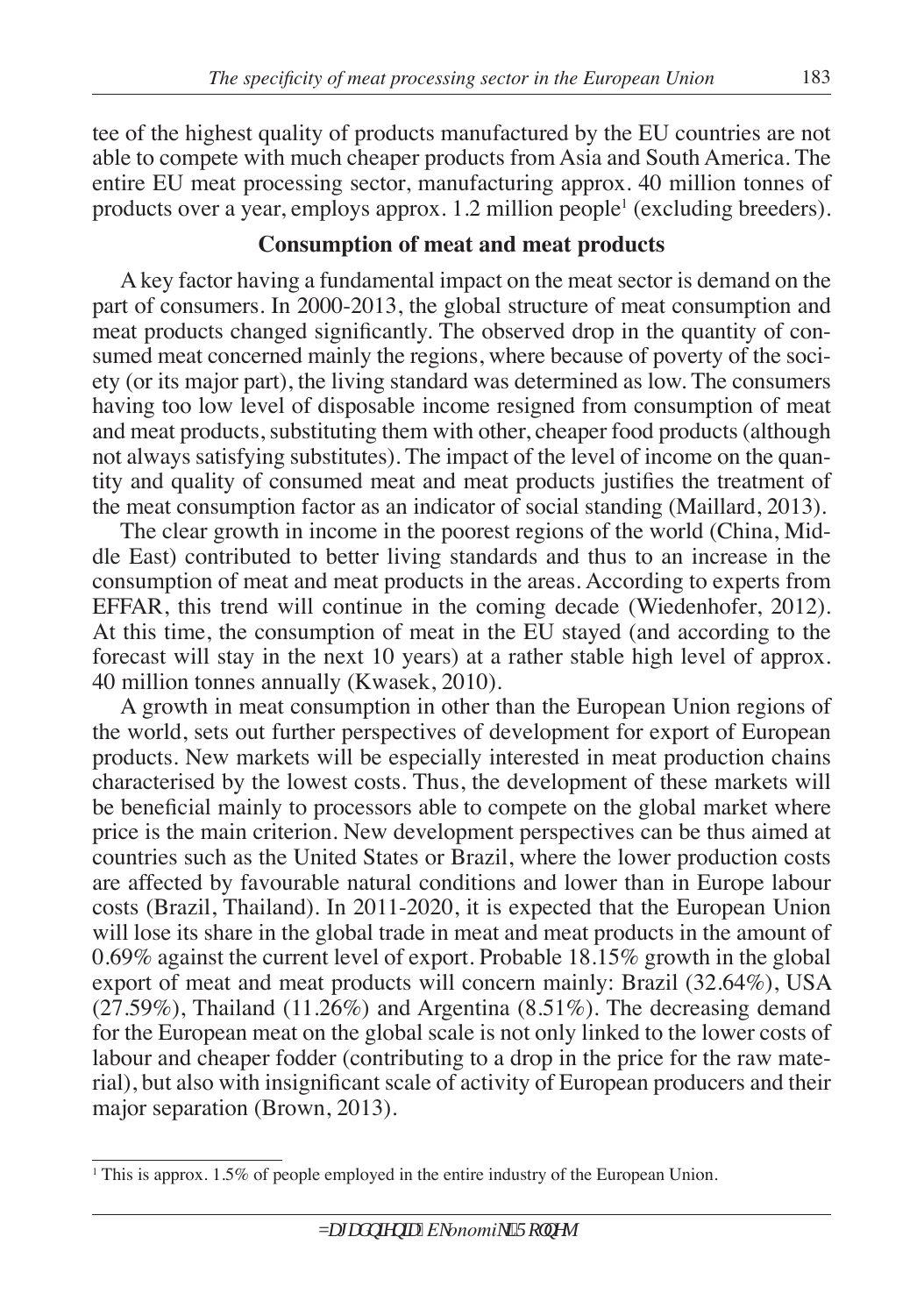tee of the highest quality of products manufactured by the EU countries are not able to compete with much cheaper products from Asia and South America. The entire EU meat processing sector, manufacturing approx. 40 million tonnes of products over a year, employs approx. 1.2 million people[1] (excluding breeders).

## Consumption of meat and meat products

A key factor having a fundamental impact on the meat sector is demand on the part of consumers. In 2000-2013, the global structure of meat consumption and meat products changed significantly. The observed drop in the quantity of consumed meat concerned mainly the regions, where because of poverty of the society (or its major part), the living standard was determined as low. The consumers having too low level of disposable income resigned from consumption of meat and meat products, substituting them with other, cheaper food products (although not always satisfying substitutes). The impact of the level of income on the quantity and quality of consumed meat and meat products justifies the treatment of the meat consumption factor as an indicator of social standing (Maillard, 2013).

The clear growth in income in the poorest regions of the world (China, Middle East) contributed to better living standards and thus to an increase in the consumption of meat and meat products in the areas. According to experts from EFFAR, this trend will continue in the coming decade (Wiedenhofer, 2012). At this time, the consumption of meat in the EU stayed (and according to the forecast will stay in the next 10 years) at a rather stable high level of approx. 40 million tonnes annually (Kwasek, 2010).

A growth in meat consumption in other than the European Union regions of the world, sets out further perspectives of development for export of European products. New markets will be especially interested in meat production chains characterised by the lowest costs. Thus, the development of these markets will be beneficial mainly to processors able to compete on the global market where price is the main criterion. New development perspectives can be thus aimed at countries such as the United States or Brazil, where the lower production costs are affected by favourable natural conditions and lower than in Europe labour costs (Brazil, Thailand). In 2011-2020, it is expected that the European Union will lose its share in the global trade in meat and meat products in the amount of 0.69% against the current level of export. Probable 18.15% growth in the global export of meat and meat products will concern mainly: Brazil (32.64%), USA (27.59%), Thailand (11.26%) and Argentina (8.51%). The decreasing demand for the European meat on the global scale is not only linked to the lower costs of labour and cheaper fodder (contributing to a drop in the price for the raw material), but also with insignificant scale of activity of European producers and their major separation (Brown, 2013).

---

[1] This is approx. 1.5% of people employed in the entire industry of the European Union.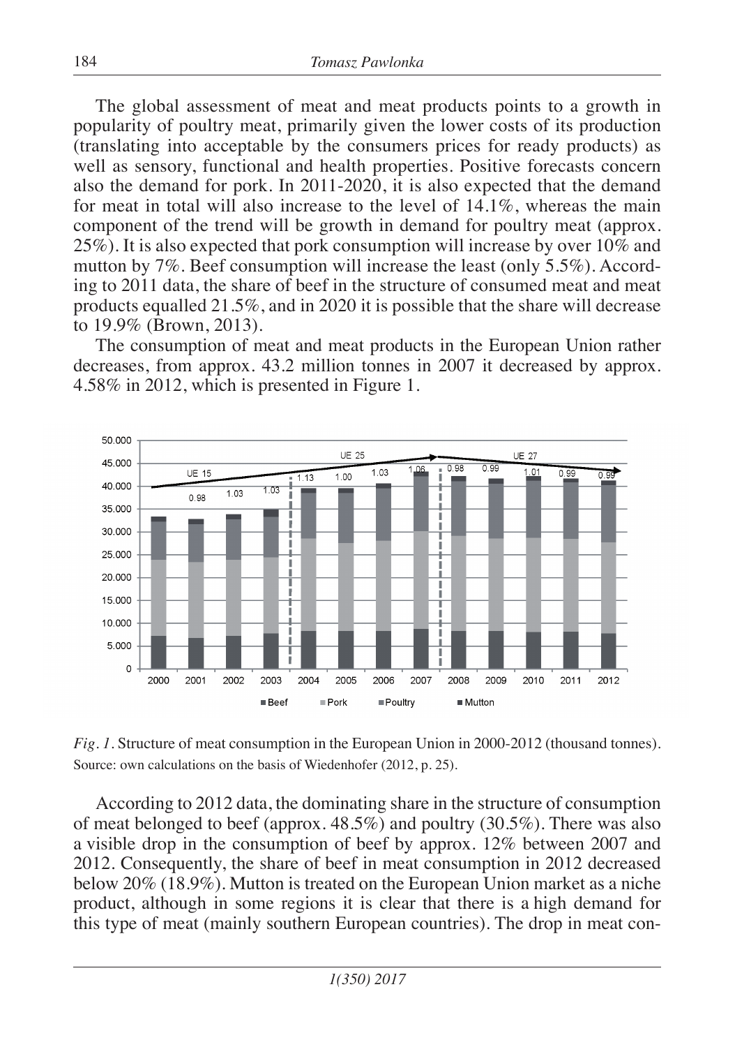The global assessment of meat and meat products points to a growth in popularity of poultry meat, primarily given the lower costs of its production (translating into acceptable by the consumers prices for ready products) as well as sensory, functional and health properties. Positive forecasts concern also the demand for pork. In 2011-2020, it is also expected that the demand for meat in total will also increase to the level of 14.1%, whereas the main component of the trend will be growth in demand for poultry meat (approx. 25%). It is also expected that pork consumption will increase by over 10% and mutton by 7%. Beef consumption will increase the least (only 5.5%). According to 2011 data, the share of beef in the structure of consumed meat and meat products equalled 21.5%, and in 2020 it is possible that the share will decrease to 19.9% (Brown, 2013).

The consumption of meat and meat products in the European Union rather decreases, from approx. 43.2 million tonnes in 2007 it decreased by approx. 4.58% in 2012, which is presented in Figure 1.

*Fig. 1.* Structure of meat consumption in the European Union in 2000-2012 (thousand tonnes). Source: own calculations on the basis of Wiedenhofer (2012, p. 25).

According to 2012 data, the dominating share in the structure of consumption of meat belonged to beef (approx. 48.5%) and poultry (30.5%). There was also a visible drop in the consumption of beef by approx. 12% between 2007 and 2012. Consequently, the share of beef in meat consumption in 2012 decreased below 20% (18.9%). Mutton is treated on the European Union market as a niche product, although in some regions it is clear that there is a high demand for this type of meat (mainly southern European countries). The drop in meat con-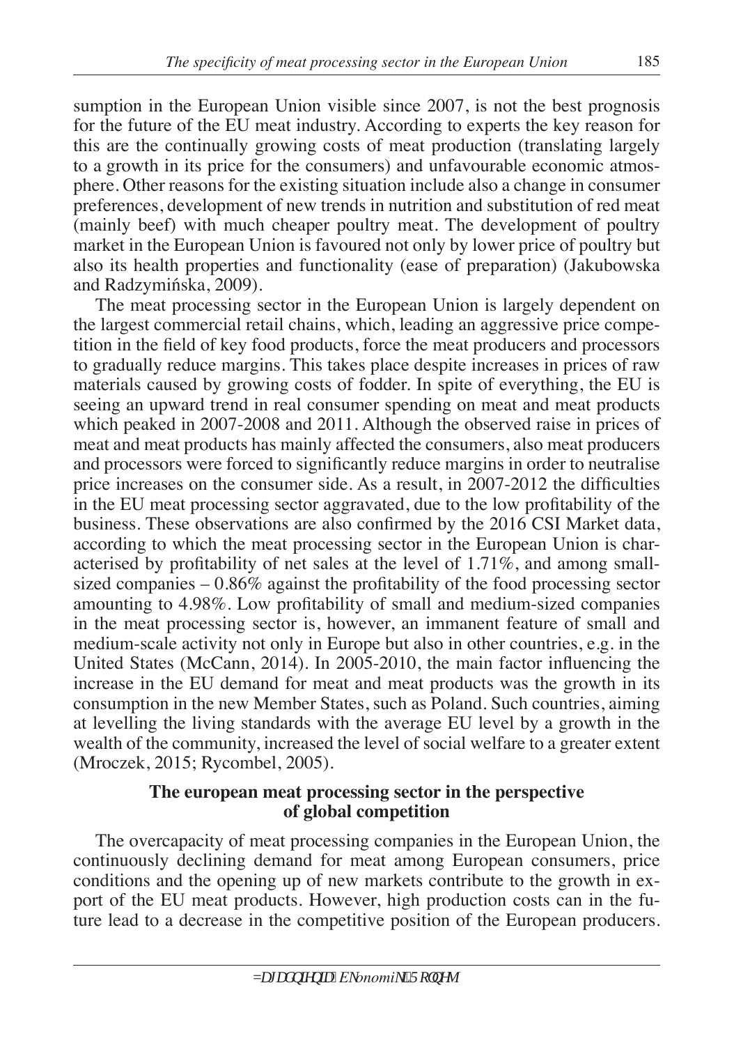sumption in the European Union visible since 2007, is not the best prognosis for the future of the EU meat industry. According to experts the key reason for this are the continually growing costs of meat production (translating largely to a growth in its price for the consumers) and unfavourable economic atmosphere. Other reasons for the existing situation include also a change in consumer preferences, development of new trends in nutrition and substitution of red meat (mainly beef) with much cheaper poultry meat. The development of poultry market in the European Union is favoured not only by lower price of poultry but also its health properties and functionality (ease of preparation) (Jakubowska and Radzymińska, 2009).

The meat processing sector in the European Union is largely dependent on the largest commercial retail chains, which, leading an aggressive price competition in the field of key food products, force the meat producers and processors to gradually reduce margins. This takes place despite increases in prices of raw materials caused by growing costs of fodder. In spite of everything, the EU is seeing an upward trend in real consumer spending on meat and meat products which peaked in 2007-2008 and 2011. Although the observed raise in prices of meat and meat products has mainly affected the consumers, also meat producers and processors were forced to significantly reduce margins in order to neutralise price increases on the consumer side. As a result, in 2007-2012 the difficulties in the EU meat processing sector aggravated, due to the low profitability of the business. These observations are also confirmed by the 2016 CSI Market data, according to which the meat processing sector in the European Union is characterised by profitability of net sales at the level of 1.71%, and among small-sized companies – 0.86% against the profitability of the food processing sector amounting to 4.98%. Low profitability of small and medium-sized companies in the meat processing sector is, however, an immanent feature of small and medium-scale activity not only in Europe but also in other countries, e.g. in the United States (McCann, 2014). In 2005-2010, the main factor influencing the increase in the EU demand for meat and meat products was the growth in its consumption in the new Member States, such as Poland. Such countries, aiming at levelling the living standards with the average EU level by a growth in the wealth of the community, increased the level of social welfare to a greater extent (Mroczek, 2015; Rycombel, 2005).

## The european meat processing sector in the perspective of global competition

The overcapacity of meat processing companies in the European Union, the continuously declining demand for meat among European consumers, price conditions and the opening up of new markets contribute to the growth in export of the EU meat products. However, high production costs can in the future lead to a decrease in the competitive position of the European producers.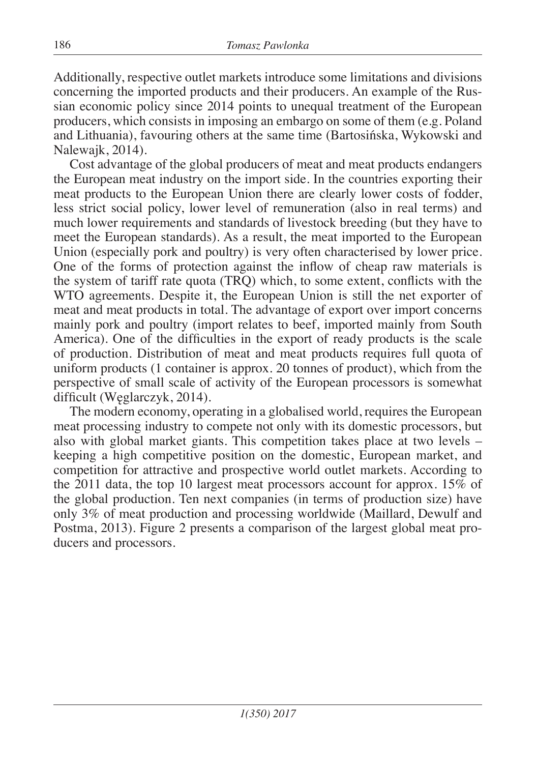Additionally, respective outlet markets introduce some limitations and divisions concerning the imported products and their producers. An example of the Russian economic policy since 2014 points to unequal treatment of the European producers, which consists in imposing an embargo on some of them (e.g. Poland and Lithuania), favouring others at the same time (Bartosińska, Wykowski and Nalewajk, 2014).

Cost advantage of the global producers of meat and meat products endangers the European meat industry on the import side. In the countries exporting their meat products to the European Union there are clearly lower costs of fodder, less strict social policy, lower level of remuneration (also in real terms) and much lower requirements and standards of livestock breeding (but they have to meet the European standards). As a result, the meat imported to the European Union (especially pork and poultry) is very often characterised by lower price. One of the forms of protection against the inflow of cheap raw materials is the system of tariff rate quota (TRQ) which, to some extent, conflicts with the WTO agreements. Despite it, the European Union is still the net exporter of meat and meat products in total. The advantage of export over import concerns mainly pork and poultry (import relates to beef, imported mainly from South America). One of the difficulties in the export of ready products is the scale of production. Distribution of meat and meat products requires full quota of uniform products (1 container is approx. 20 tonnes of product), which from the perspective of small scale of activity of the European processors is somewhat difficult (Węglarczyk, 2014).

The modern economy, operating in a globalised world, requires the European meat processing industry to compete not only with its domestic processors, but also with global market giants. This competition takes place at two levels – keeping a high competitive position on the domestic, European market, and competition for attractive and prospective world outlet markets. According to the 2011 data, the top 10 largest meat processors account for approx. 15% of the global production. Ten next companies (in terms of production size) have only 3% of meat production and processing worldwide (Maillard, Dewulf and Postma, 2013). Figure 2 presents a comparison of the largest global meat producers and processors.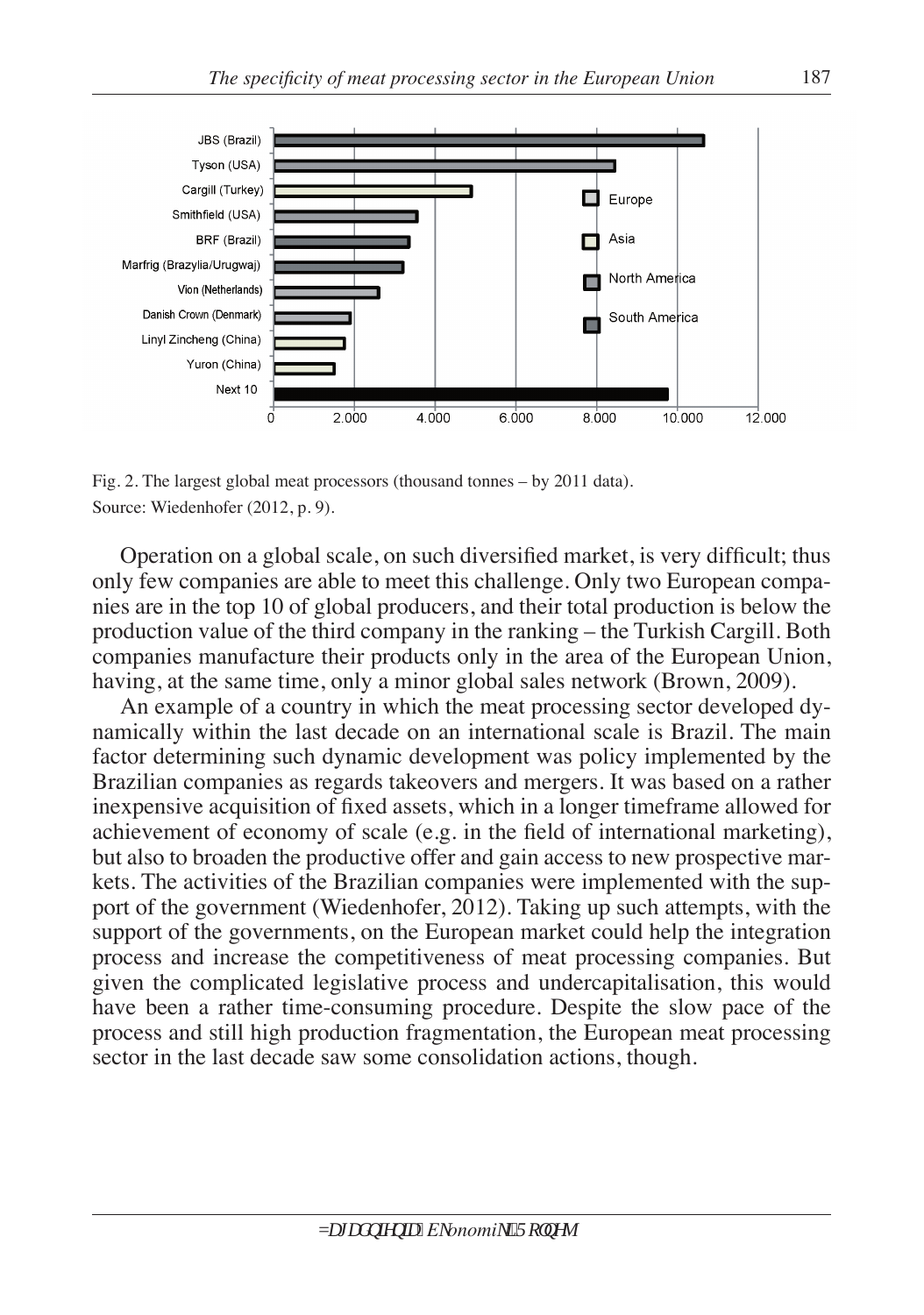Fig. 2. The largest global meat processors (thousand tonnes – by 2011 data).
Source: Wiedenhofer (2012, p. 9).

Operation on a global scale, on such diversified market, is very difficult; thus only few companies are able to meet this challenge. Only two European companies are in the top 10 of global producers, and their total production is below the production value of the third company in the ranking – the Turkish Cargill. Both companies manufacture their products only in the area of the European Union, having, at the same time, only a minor global sales network (Brown, 2009).

An example of a country in which the meat processing sector developed dynamically within the last decade on an international scale is Brazil. The main factor determining such dynamic development was policy implemented by the Brazilian companies as regards takeovers and mergers. It was based on a rather inexpensive acquisition of fixed assets, which in a longer timeframe allowed for achievement of economy of scale (e.g. in the field of international marketing), but also to broaden the productive offer and gain access to new prospective markets. The activities of the Brazilian companies were implemented with the support of the government (Wiedenhofer, 2012). Taking up such attempts, with the support of the governments, on the European market could help the integration process and increase the competitiveness of meat processing companies. But given the complicated legislative process and undercapitalisation, this would have been a rather time-consuming procedure. Despite the slow pace of the process and still high production fragmentation, the European meat processing sector in the last decade saw some consolidation actions, though.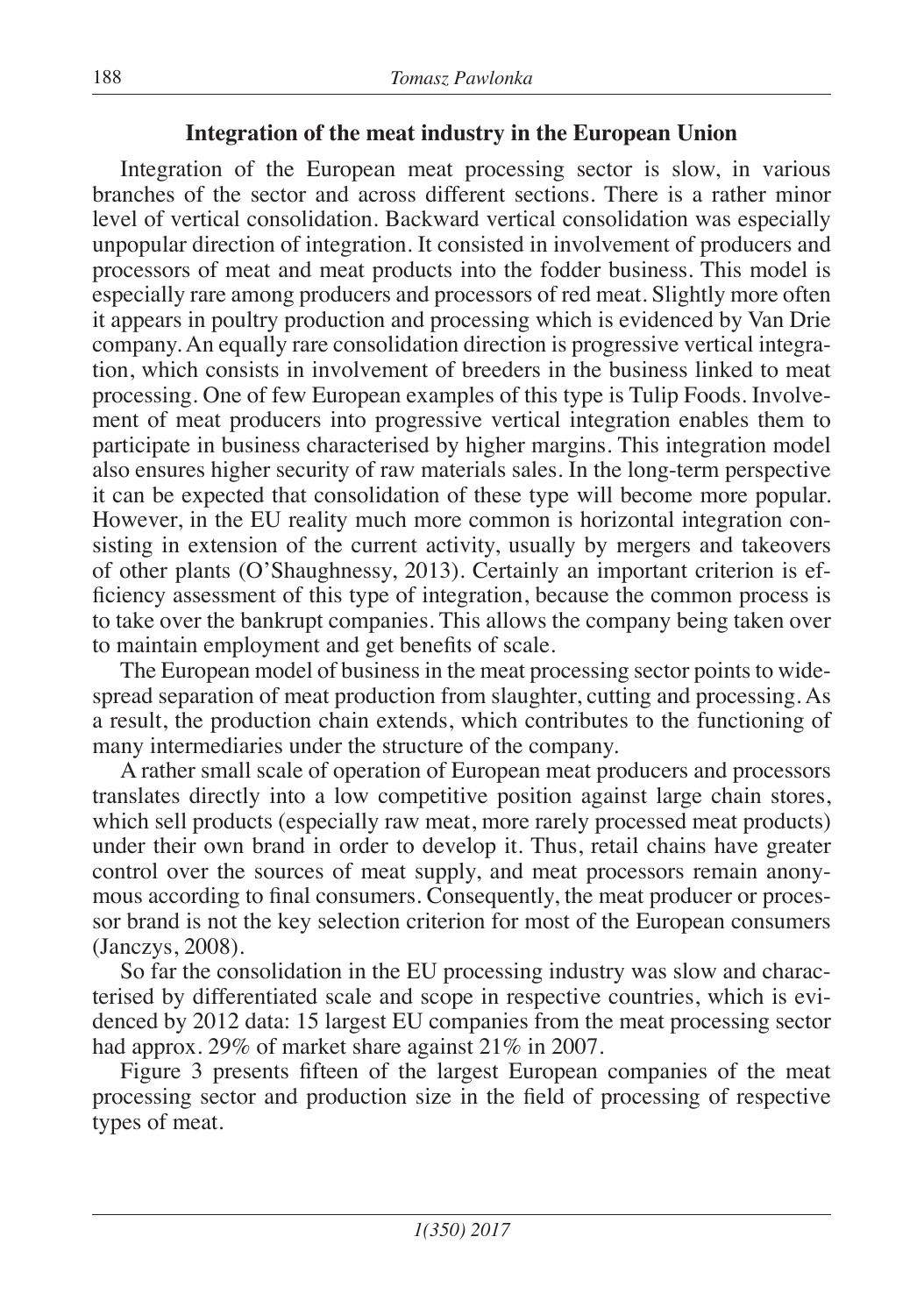## Integration of the meat industry in the European Union

Integration of the European meat processing sector is slow, in various branches of the sector and across different sections. There is a rather minor level of vertical consolidation. Backward vertical consolidation was especially unpopular direction of integration. It consisted in involvement of producers and processors of meat and meat products into the fodder business. This model is especially rare among producers and processors of red meat. Slightly more often it appears in poultry production and processing which is evidenced by Van Drie company. An equally rare consolidation direction is progressive vertical integration, which consists in involvement of breeders in the business linked to meat processing. One of few European examples of this type is Tulip Foods. Involvement of meat producers into progressive vertical integration enables them to participate in business characterised by higher margins. This integration model also ensures higher security of raw materials sales. In the long-term perspective it can be expected that consolidation of these type will become more popular. However, in the EU reality much more common is horizontal integration consisting in extension of the current activity, usually by mergers and takeovers of other plants (O'Shaughnessy, 2013). Certainly an important criterion is efficiency assessment of this type of integration, because the common process is to take over the bankrupt companies. This allows the company being taken over to maintain employment and get benefits of scale.

The European model of business in the meat processing sector points to widespread separation of meat production from slaughter, cutting and processing. As a result, the production chain extends, which contributes to the functioning of many intermediaries under the structure of the company.

A rather small scale of operation of European meat producers and processors translates directly into a low competitive position against large chain stores, which sell products (especially raw meat, more rarely processed meat products) under their own brand in order to develop it. Thus, retail chains have greater control over the sources of meat supply, and meat processors remain anonymous according to final consumers. Consequently, the meat producer or processor brand is not the key selection criterion for most of the European consumers (Janczys, 2008).

So far the consolidation in the EU processing industry was slow and characterised by differentiated scale and scope in respective countries, which is evidenced by 2012 data: 15 largest EU companies from the meat processing sector had approx. 29% of market share against 21% in 2007.

Figure 3 presents fifteen of the largest European companies of the meat processing sector and production size in the field of processing of respective types of meat.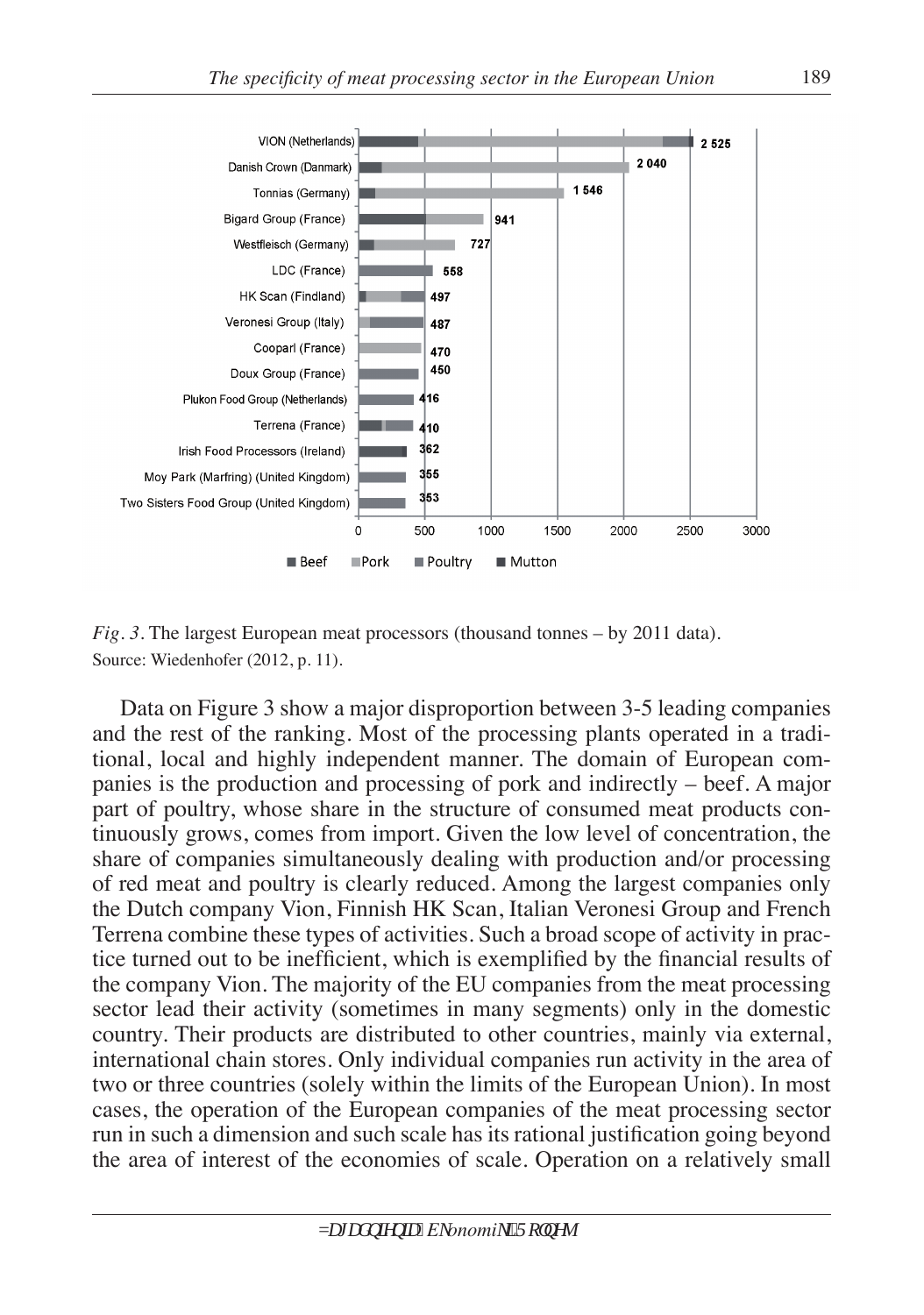*Fig. 3.* The largest European meat processors (thousand tonnes – by 2011 data).
Source: Wiedenhofer (2012, p. 11).

Data on Figure 3 show a major disproportion between 3-5 leading companies and the rest of the ranking. Most of the processing plants operated in a traditional, local and highly independent manner. The domain of European companies is the production and processing of pork and indirectly – beef. A major part of poultry, whose share in the structure of consumed meat products continuously grows, comes from import. Given the low level of concentration, the share of companies simultaneously dealing with production and/or processing of red meat and poultry is clearly reduced. Among the largest companies only the Dutch company Vion, Finnish HK Scan, Italian Veronesi Group and French Terrena combine these types of activities. Such a broad scope of activity in practice turned out to be inefficient, which is exemplified by the financial results of the company Vion. The majority of the EU companies from the meat processing sector lead their activity (sometimes in many segments) only in the domestic country. Their products are distributed to other countries, mainly via external, international chain stores. Only individual companies run activity in the area of two or three countries (solely within the limits of the European Union). In most cases, the operation of the European companies of the meat processing sector run in such a dimension and such scale has its rational justification going beyond the area of interest of the economies of scale. Operation on a relatively small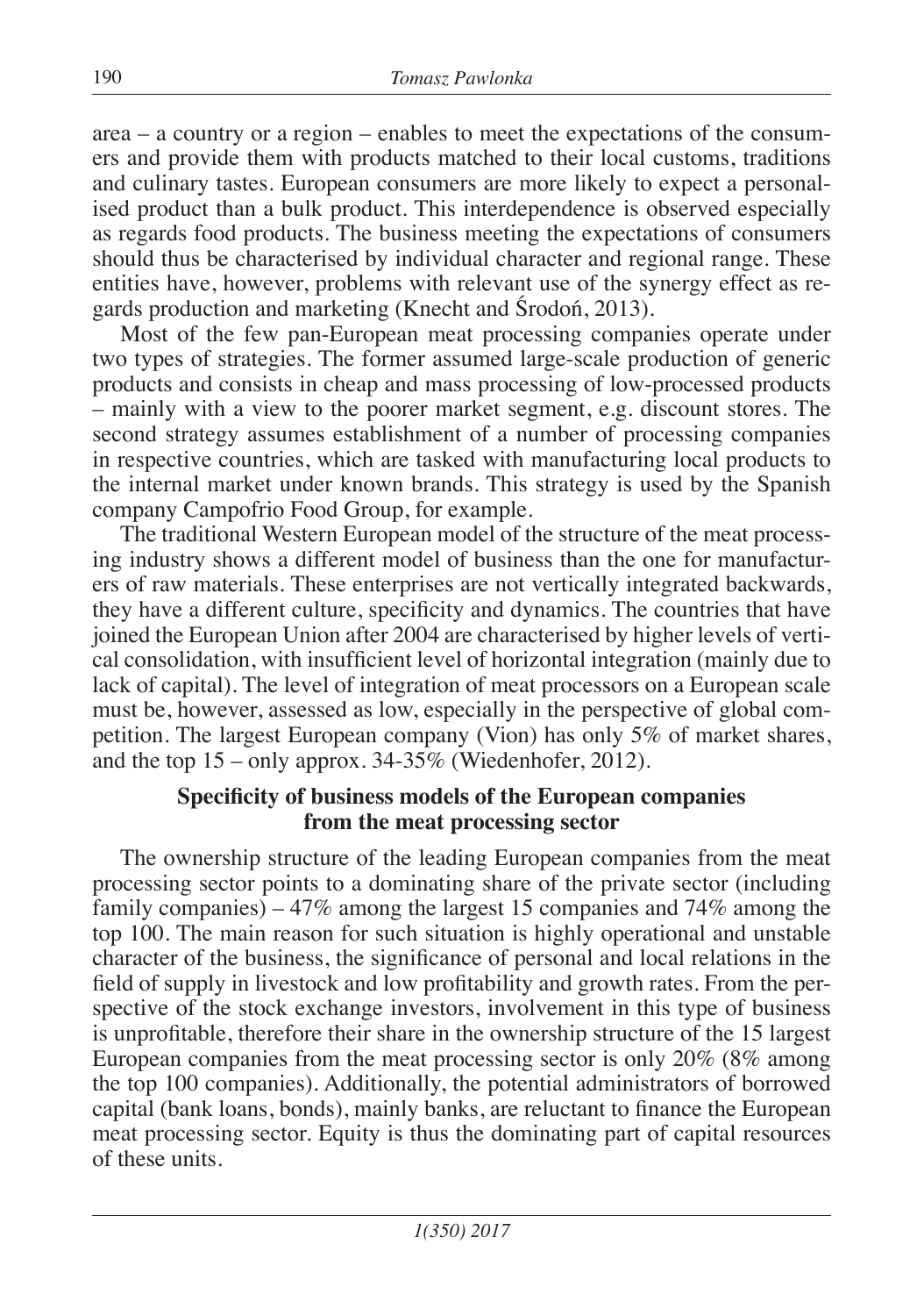area – a country or a region – enables to meet the expectations of the consumers and provide them with products matched to their local customs, traditions and culinary tastes. European consumers are more likely to expect a personalised product than a bulk product. This interdependence is observed especially as regards food products. The business meeting the expectations of consumers should thus be characterised by individual character and regional range. These entities have, however, problems with relevant use of the synergy effect as regards production and marketing (Knecht and Środoń, 2013).

Most of the few pan-European meat processing companies operate under two types of strategies. The former assumed large-scale production of generic products and consists in cheap and mass processing of low-processed products – mainly with a view to the poorer market segment, e.g. discount stores. The second strategy assumes establishment of a number of processing companies in respective countries, which are tasked with manufacturing local products to the internal market under known brands. This strategy is used by the Spanish company Campofrio Food Group, for example.

The traditional Western European model of the structure of the meat processing industry shows a different model of business than the one for manufacturers of raw materials. These enterprises are not vertically integrated backwards, they have a different culture, specificity and dynamics. The countries that have joined the European Union after 2004 are characterised by higher levels of vertical consolidation, with insufficient level of horizontal integration (mainly due to lack of capital). The level of integration of meat processors on a European scale must be, however, assessed as low, especially in the perspective of global competition. The largest European company (Vion) has only 5% of market shares, and the top 15 – only approx. 34-35% (Wiedenhofer, 2012).

## Specificity of business models of the European companies from the meat processing sector

The ownership structure of the leading European companies from the meat processing sector points to a dominating share of the private sector (including family companies) – 47% among the largest 15 companies and 74% among the top 100. The main reason for such situation is highly operational and unstable character of the business, the significance of personal and local relations in the field of supply in livestock and low profitability and growth rates. From the perspective of the stock exchange investors, involvement in this type of business is unprofitable, therefore their share in the ownership structure of the 15 largest European companies from the meat processing sector is only 20% (8% among the top 100 companies). Additionally, the potential administrators of borrowed capital (bank loans, bonds), mainly banks, are reluctant to finance the European meat processing sector. Equity is thus the dominating part of capital resources of these units.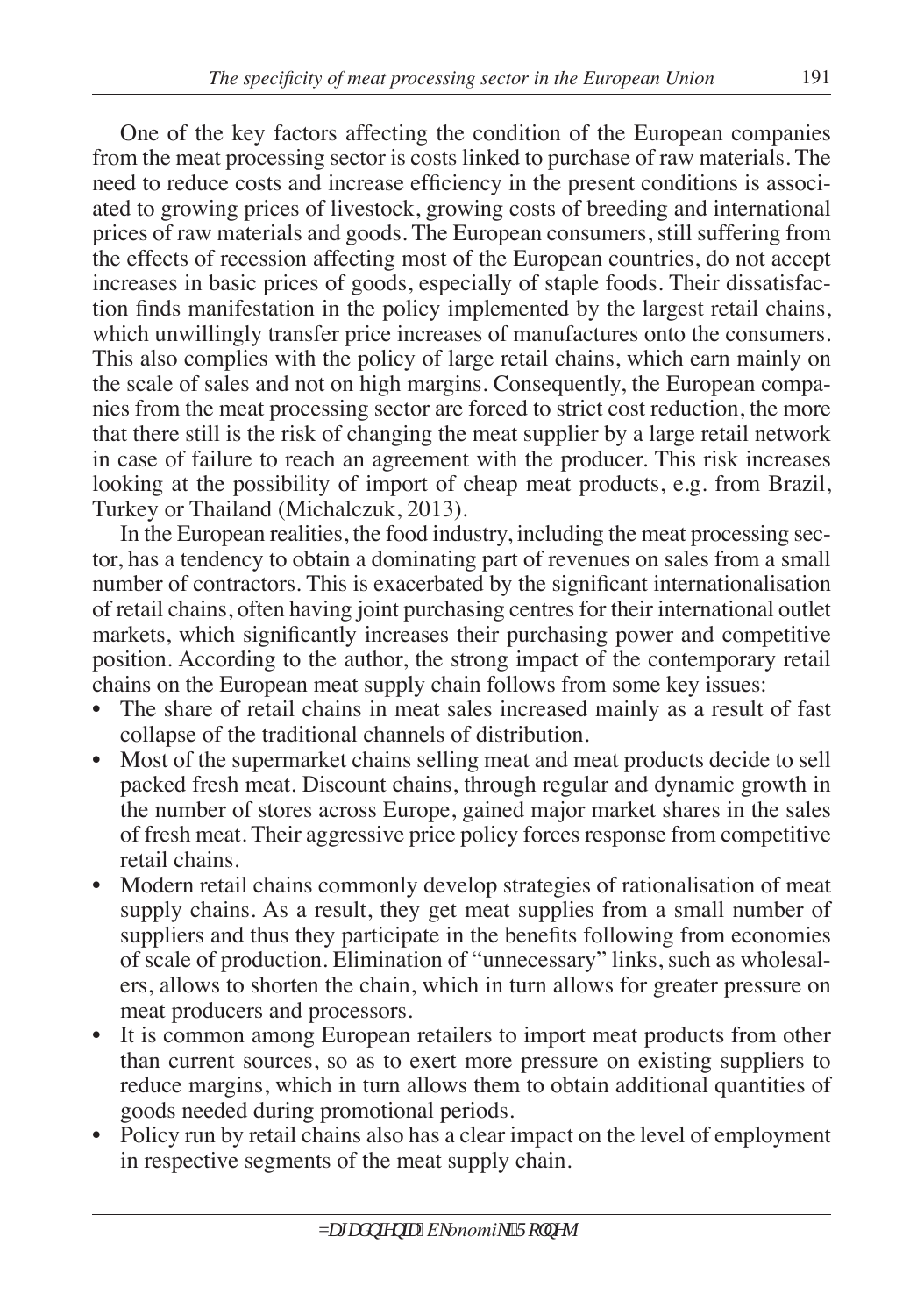One of the key factors affecting the condition of the European companies from the meat processing sector is costs linked to purchase of raw materials. The need to reduce costs and increase efficiency in the present conditions is associated to growing prices of livestock, growing costs of breeding and international prices of raw materials and goods. The European consumers, still suffering from the effects of recession affecting most of the European countries, do not accept increases in basic prices of goods, especially of staple foods. Their dissatisfaction finds manifestation in the policy implemented by the largest retail chains, which unwillingly transfer price increases of manufactures onto the consumers. This also complies with the policy of large retail chains, which earn mainly on the scale of sales and not on high margins. Consequently, the European companies from the meat processing sector are forced to strict cost reduction, the more that there still is the risk of changing the meat supplier by a large retail network in case of failure to reach an agreement with the producer. This risk increases looking at the possibility of import of cheap meat products, e.g. from Brazil, Turkey or Thailand (Michalczuk, 2013).

In the European realities, the food industry, including the meat processing sector, has a tendency to obtain a dominating part of revenues on sales from a small number of contractors. This is exacerbated by the significant internationalisation of retail chains, often having joint purchasing centres for their international outlet markets, which significantly increases their purchasing power and competitive position. According to the author, the strong impact of the contemporary retail chains on the European meat supply chain follows from some key issues:

- The share of retail chains in meat sales increased mainly as a result of fast collapse of the traditional channels of distribution.
- Most of the supermarket chains selling meat and meat products decide to sell packed fresh meat. Discount chains, through regular and dynamic growth in the number of stores across Europe, gained major market shares in the sales of fresh meat. Their aggressive price policy forces response from competitive retail chains.
- Modern retail chains commonly develop strategies of rationalisation of meat supply chains. As a result, they get meat supplies from a small number of suppliers and thus they participate in the benefits following from economies of scale of production. Elimination of "unnecessary" links, such as wholesalers, allows to shorten the chain, which in turn allows for greater pressure on meat producers and processors.
- It is common among European retailers to import meat products from other than current sources, so as to exert more pressure on existing suppliers to reduce margins, which in turn allows them to obtain additional quantities of goods needed during promotional periods.
- Policy run by retail chains also has a clear impact on the level of employment in respective segments of the meat supply chain.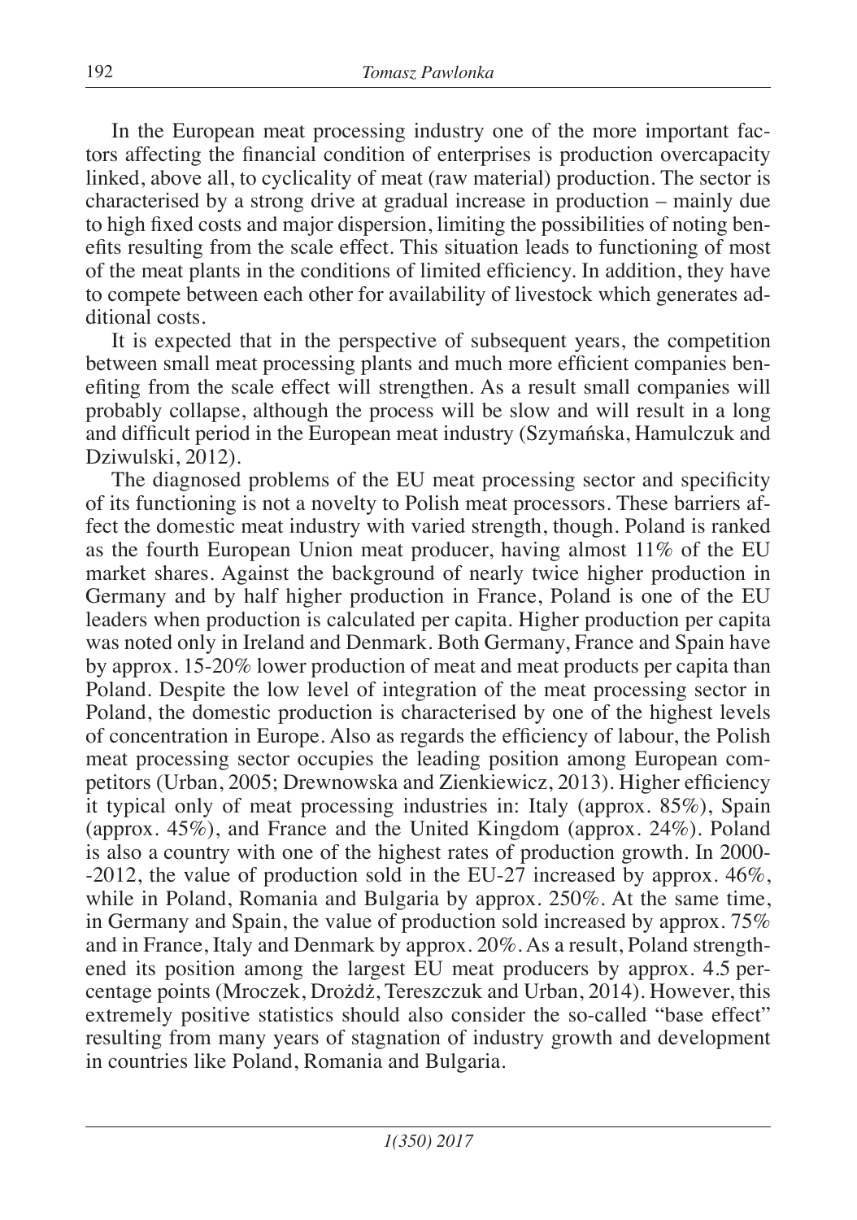In the European meat processing industry one of the more important factors affecting the financial condition of enterprises is production overcapacity linked, above all, to cyclicality of meat (raw material) production. The sector is characterised by a strong drive at gradual increase in production – mainly due to high fixed costs and major dispersion, limiting the possibilities of noting benefits resulting from the scale effect. This situation leads to functioning of most of the meat plants in the conditions of limited efficiency. In addition, they have to compete between each other for availability of livestock which generates additional costs.

It is expected that in the perspective of subsequent years, the competition between small meat processing plants and much more efficient companies benefiting from the scale effect will strengthen. As a result small companies will probably collapse, although the process will be slow and will result in a long and difficult period in the European meat industry (Szymańska, Hamulczuk and Dziwulski, 2012).

The diagnosed problems of the EU meat processing sector and specificity of its functioning is not a novelty to Polish meat processors. These barriers affect the domestic meat industry with varied strength, though. Poland is ranked as the fourth European Union meat producer, having almost 11% of the EU market shares. Against the background of nearly twice higher production in Germany and by half higher production in France, Poland is one of the EU leaders when production is calculated per capita. Higher production per capita was noted only in Ireland and Denmark. Both Germany, France and Spain have by approx. 15-20% lower production of meat and meat products per capita than Poland. Despite the low level of integration of the meat processing sector in Poland, the domestic production is characterised by one of the highest levels of concentration in Europe. Also as regards the efficiency of labour, the Polish meat processing sector occupies the leading position among European competitors (Urban, 2005; Drewnowska and Zienkiewicz, 2013). Higher efficiency it typical only of meat processing industries in: Italy (approx. 85%), Spain (approx. 45%), and France and the United Kingdom (approx. 24%). Poland is also a country with one of the highest rates of production growth. In 2000--2012, the value of production sold in the EU-27 increased by approx. 46%, while in Poland, Romania and Bulgaria by approx. 250%. At the same time, in Germany and Spain, the value of production sold increased by approx. 75% and in France, Italy and Denmark by approx. 20%. As a result, Poland strengthened its position among the largest EU meat producers by approx. 4.5 percentage points (Mroczek, Drożdż, Tereszczuk and Urban, 2014). However, this extremely positive statistics should also consider the so-called "base effect" resulting from many years of stagnation of industry growth and development in countries like Poland, Romania and Bulgaria.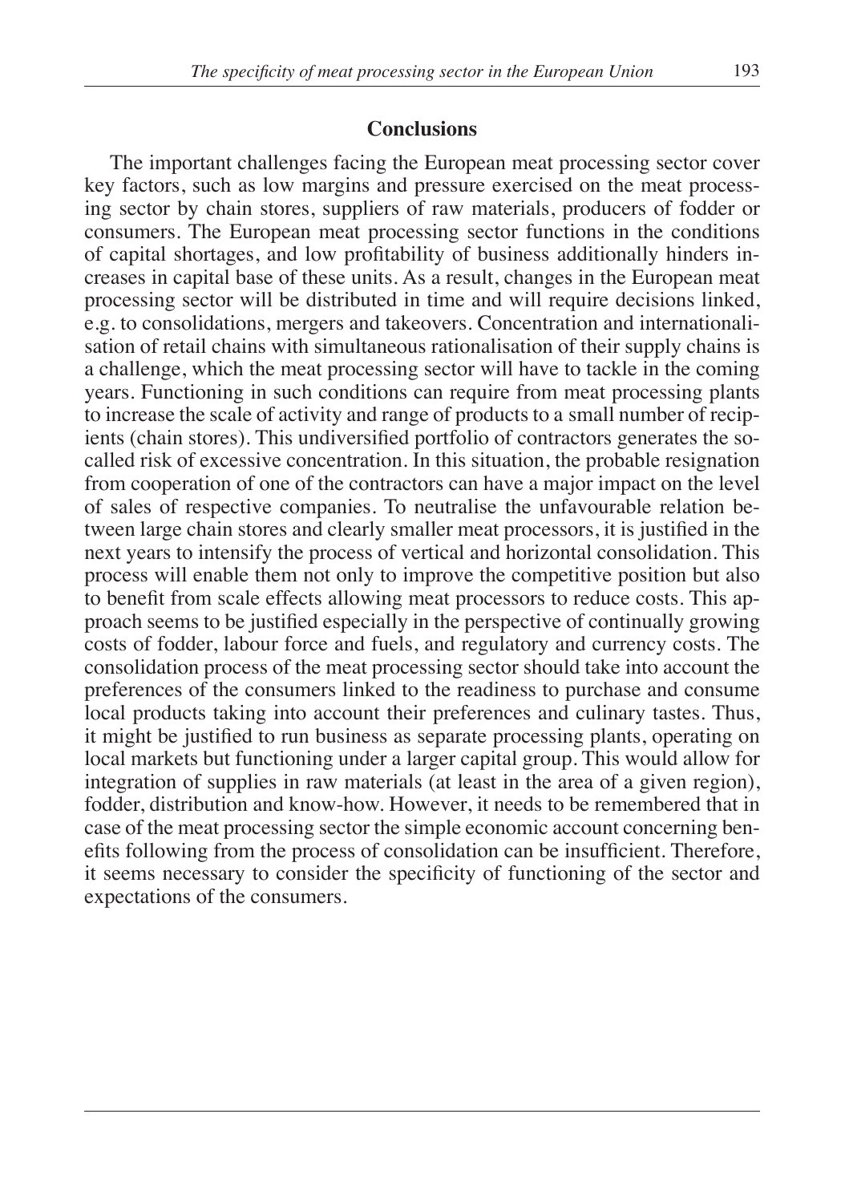## Conclusions

The important challenges facing the European meat processing sector cover key factors, such as low margins and pressure exercised on the meat processing sector by chain stores, suppliers of raw materials, producers of fodder or consumers. The European meat processing sector functions in the conditions of capital shortages, and low profitability of business additionally hinders increases in capital base of these units. As a result, changes in the European meat processing sector will be distributed in time and will require decisions linked, e.g. to consolidations, mergers and takeovers. Concentration and internationalisation of retail chains with simultaneous rationalisation of their supply chains is a challenge, which the meat processing sector will have to tackle in the coming years. Functioning in such conditions can require from meat processing plants to increase the scale of activity and range of products to a small number of recipients (chain stores). This undiversified portfolio of contractors generates the so-called risk of excessive concentration. In this situation, the probable resignation from cooperation of one of the contractors can have a major impact on the level of sales of respective companies. To neutralise the unfavourable relation between large chain stores and clearly smaller meat processors, it is justified in the next years to intensify the process of vertical and horizontal consolidation. This process will enable them not only to improve the competitive position but also to benefit from scale effects allowing meat processors to reduce costs. This approach seems to be justified especially in the perspective of continually growing costs of fodder, labour force and fuels, and regulatory and currency costs. The consolidation process of the meat processing sector should take into account the preferences of the consumers linked to the readiness to purchase and consume local products taking into account their preferences and culinary tastes. Thus, it might be justified to run business as separate processing plants, operating on local markets but functioning under a larger capital group. This would allow for integration of supplies in raw materials (at least in the area of a given region), fodder, distribution and know-how. However, it needs to be remembered that in case of the meat processing sector the simple economic account concerning benefits following from the process of consolidation can be insufficient. Therefore, it seems necessary to consider the specificity of functioning of the sector and expectations of the consumers.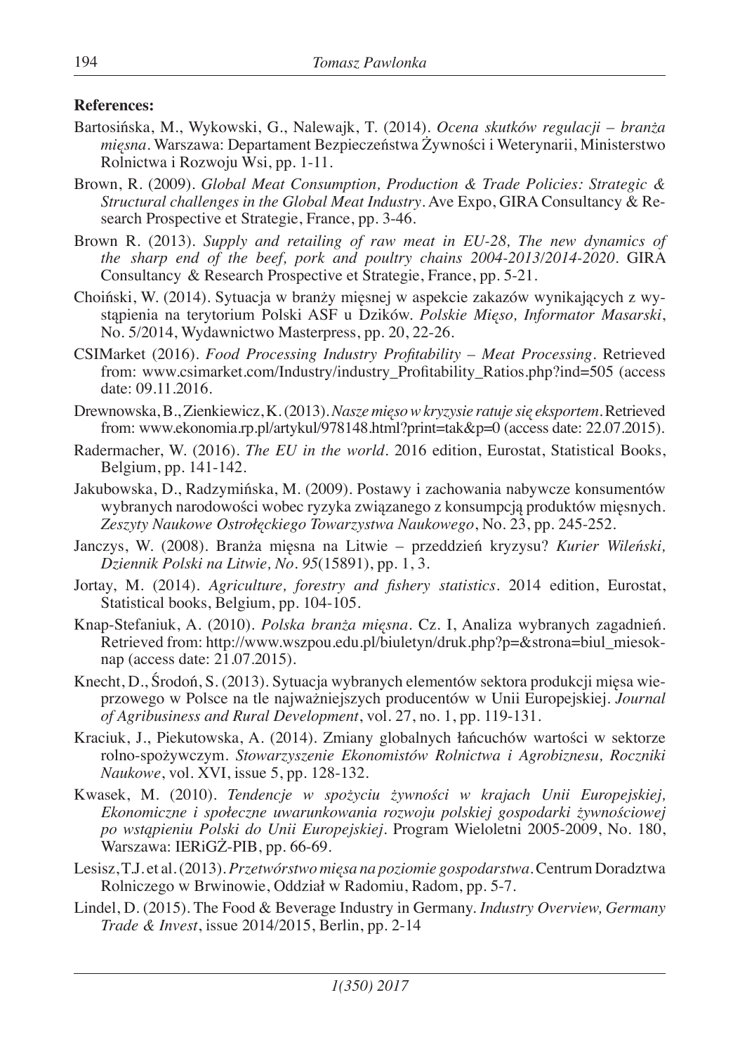**References:**

Bartosińska, M., Wykowski, G., Nalewajk, T. (2014). *Ocena skutków regulacji – branża mięsna*. Warszawa: Departament Bezpieczeństwa Żywności i Weterynarii, Ministerstwo Rolnictwa i Rozwoju Wsi, pp. 1-11.

Brown, R. (2009). *Global Meat Consumption, Production & Trade Policies: Strategic & Structural challenges in the Global Meat Industry*. Ave Expo, GIRA Consultancy & Research Prospective et Strategie, France, pp. 3-46.

Brown R. (2013). *Supply and retailing of raw meat in EU-28, The new dynamics of the sharp end of the beef, pork and poultry chains 2004-2013/2014-2020*. GIRA Consultancy & Research Prospective et Strategie, France, pp. 5-21.

Choiński, W. (2014). Sytuacja w branży mięsnej w aspekcie zakazów wynikających z wystąpienia na terytorium Polski ASF u Dzików. *Polskie Mięso, Informator Masarski*, No. 5/2014, Wydawnictwo Masterpress, pp. 20, 22-26.

CSIMarket (2016). *Food Processing Industry Profitability – Meat Processing*. Retrieved from: www.csimarket.com/Industry/industry_Profitability_Ratios.php?ind=505 (access date: 09.11.2016.

Drewnowska, B., Zienkiewicz, K. (2013). *Nasze mięso w kryzysie ratuje się eksportem*. Retrieved from: www.ekonomia.rp.pl/artykul/978148.html?print=tak&p=0 (access date: 22.07.2015).

Radermacher, W. (2016). *The EU in the world*. 2016 edition, Eurostat, Statistical Books, Belgium, pp. 141-142.

Jakubowska, D., Radzymińska, M. (2009). Postawy i zachowania nabywcze konsumentów wybranych narodowości wobec ryzyka związanego z konsumpcją produktów mięsnych. *Zeszyty Naukowe Ostrołęckiego Towarzystwa Naukowego*, No. 23, pp. 245-252.

Janczys, W. (2008). Branża mięsna na Litwie – przeddzień kryzysu? *Kurier Wileński, Dziennik Polski na Litwie, No. 95*(15891), pp. 1, 3.

Jortay, M. (2014). *Agriculture, forestry and fishery statistics*. 2014 edition, Eurostat, Statistical books, Belgium, pp. 104-105.

Knap-Stefaniuk, A. (2010). *Polska branża mięsna*. Cz. I, Analiza wybranych zagadnień. Retrieved from: http://www.wszpou.edu.pl/biuletyn/druk.php?p=&strona=biul_miesoknap (access date: 21.07.2015).

Knecht, D., Środoń, S. (2013). Sytuacja wybranych elementów sektora produkcji mięsa wieprzowego w Polsce na tle najważniejszych producentów w Unii Europejskiej. *Journal of Agribusiness and Rural Development*, vol. 27, no. 1, pp. 119-131.

Kraciuk, J., Piekutowska, A. (2014). Zmiany globalnych łańcuchów wartości w sektorze rolno-spożywczym. *Stowarzyszenie Ekonomistów Rolnictwa i Agrobiznesu, Roczniki Naukowe*, vol. XVI, issue 5, pp. 128-132.

Kwasek, M. (2010). *Tendencje w spożyciu żywności w krajach Unii Europejskiej, Ekonomiczne i społeczne uwarunkowania rozwoju polskiej gospodarki żywnościowej po wstąpieniu Polski do Unii Europejskiej*. Program Wieloletni 2005-2009, No. 180, Warszawa: IERiGŻ-PIB, pp. 66-69.

Lesisz, T.J. et al. (2013). *Przetwórstwo mięsa na poziomie gospodarstwa*. Centrum Doradztwa Rolniczego w Brwinowie, Oddział w Radomiu, Radom, pp. 5-7.

Lindel, D. (2015). The Food & Beverage Industry in Germany. *Industry Overview, Germany Trade & Invest*, issue 2014/2015, Berlin, pp. 2-14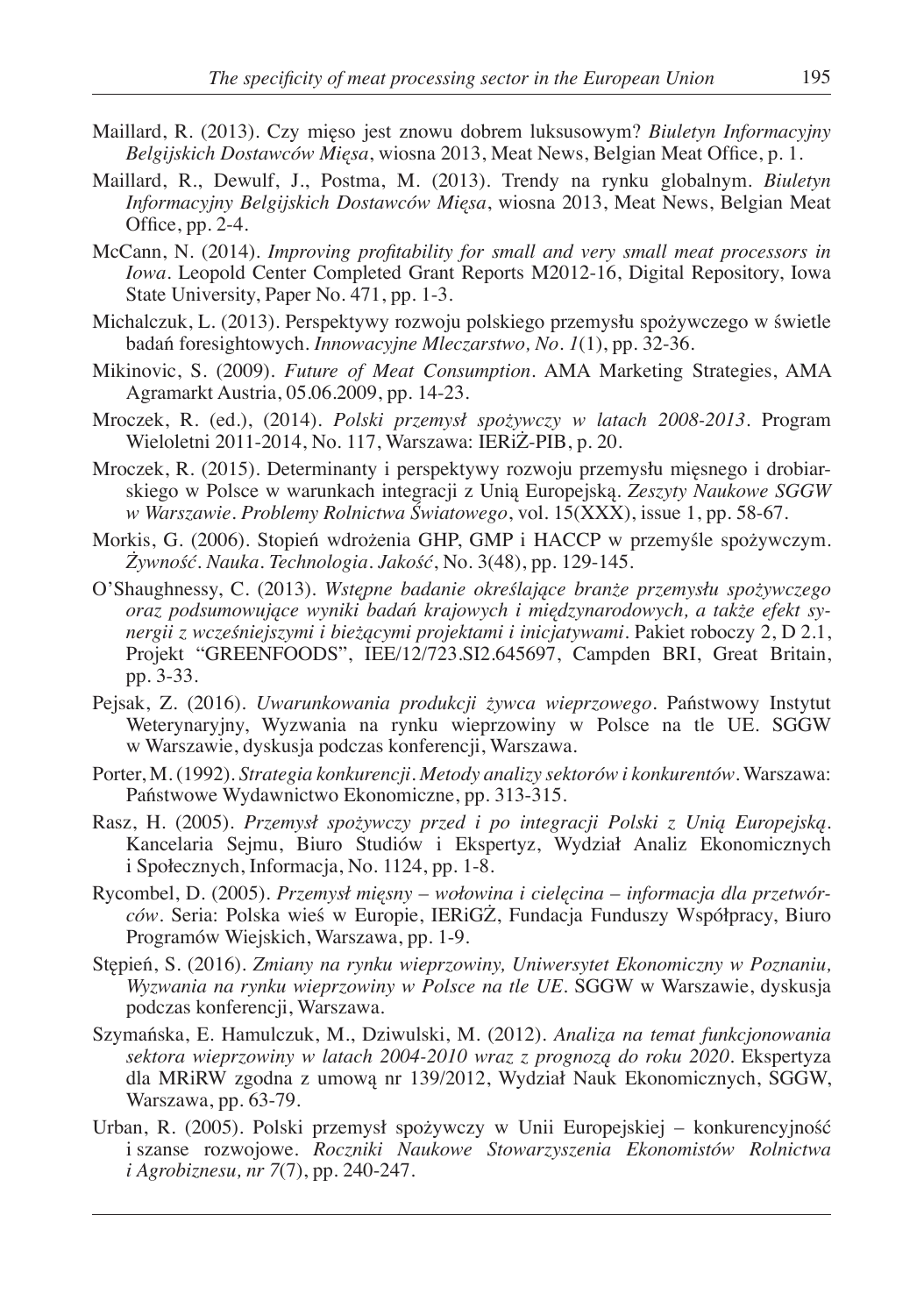Maillard, R. (2013). Czy mięso jest znowu dobrem luksusowym? *Biuletyn Informacyjny Belgijskich Dostawców Mięsa*, wiosna 2013, Meat News, Belgian Meat Office, p. 1.

Maillard, R., Dewulf, J., Postma, M. (2013). Trendy na rynku globalnym. *Biuletyn Informacyjny Belgijskich Dostawców Mięsa*, wiosna 2013, Meat News, Belgian Meat Office, pp. 2-4.

McCann, N. (2014). *Improving profitability for small and very small meat processors in Iowa*. Leopold Center Completed Grant Reports M2012-16, Digital Repository, Iowa State University, Paper No. 471, pp. 1-3.

Michalczuk, L. (2013). Perspektywy rozwoju polskiego przemysłu spożywczego w świetle badań foresightowych. *Innowacyjne Mleczarstwo, No. 1*(1), pp. 32-36.

Mikinovic, S. (2009). *Future of Meat Consumption*. AMA Marketing Strategies, AMA Agramarkt Austria, 05.06.2009, pp. 14-23.

Mroczek, R. (ed.), (2014). *Polski przemysł spożywczy w latach 2008-2013*. Program Wieloletni 2011-2014, No. 117, Warszawa: IERiŻ-PIB, p. 20.

Mroczek, R. (2015). Determinanty i perspektywy rozwoju przemysłu mięsnego i drobiarskiego w Polsce w warunkach integracji z Unią Europejską. *Zeszyty Naukowe SGGW w Warszawie. Problemy Rolnictwa Światowego*, vol. 15(XXX), issue 1, pp. 58-67.

Morkis, G. (2006). Stopień wdrożenia GHP, GMP i HACCP w przemyśle spożywczym. *Żywność. Nauka. Technologia. Jakość*, No. 3(48), pp. 129-145.

O'Shaughnessy, C. (2013). *Wstępne badanie określające branże przemysłu spożywczego oraz podsumowujące wyniki badań krajowych i międzynarodowych, a także efekt synergii z wcześniejszymi i bieżącymi projektami i inicjatywami*. Pakiet roboczy 2, D 2.1, Projekt "GREENFOODS", IEE/12/723.SI2.645697, Campden BRI, Great Britain, pp. 3-33.

Pejsak, Z. (2016). *Uwarunkowania produkcji żywca wieprzowego*. Państwowy Instytut Weterynaryjny, Wyzwania na rynku wieprzowiny w Polsce na tle UE. SGGW w Warszawie, dyskusja podczas konferencji, Warszawa.

Porter, M. (1992). *Strategia konkurencji. Metody analizy sektorów i konkurentów*. Warszawa: Państwowe Wydawnictwo Ekonomiczne, pp. 313-315.

Rasz, H. (2005). *Przemysł spożywczy przed i po integracji Polski z Unią Europejską*. Kancelaria Sejmu, Biuro Studiów i Ekspertyz, Wydział Analiz Ekonomicznych i Społecznych, Informacja, No. 1124, pp. 1-8.

Rycombel, D. (2005). *Przemysł mięsny – wołowina i cielęcina – informacja dla przetwórców*. Seria: Polska wieś w Europie, IERiGŻ, Fundacja Funduszy Współpracy, Biuro Programów Wiejskich, Warszawa, pp. 1-9.

Stępień, S. (2016). *Zmiany na rynku wieprzowiny, Uniwersytet Ekonomiczny w Poznaniu, Wyzwania na rynku wieprzowiny w Polsce na tle UE*. SGGW w Warszawie, dyskusja podczas konferencji, Warszawa.

Szymańska, E. Hamulczuk, M., Dziwulski, M. (2012). *Analiza na temat funkcjonowania sektora wieprzowiny w latach 2004-2010 wraz z prognozą do roku 2020*. Ekspertyza dla MRiRW zgodna z umową nr 139/2012, Wydział Nauk Ekonomicznych, SGGW, Warszawa, pp. 63-79.

Urban, R. (2005). Polski przemysł spożywczy w Unii Europejskiej – konkurencyjność i szanse rozwojowe. *Roczniki Naukowe Stowarzyszenia Ekonomistów Rolnictwa i Agrobiznesu, nr 7*(7), pp. 240-247.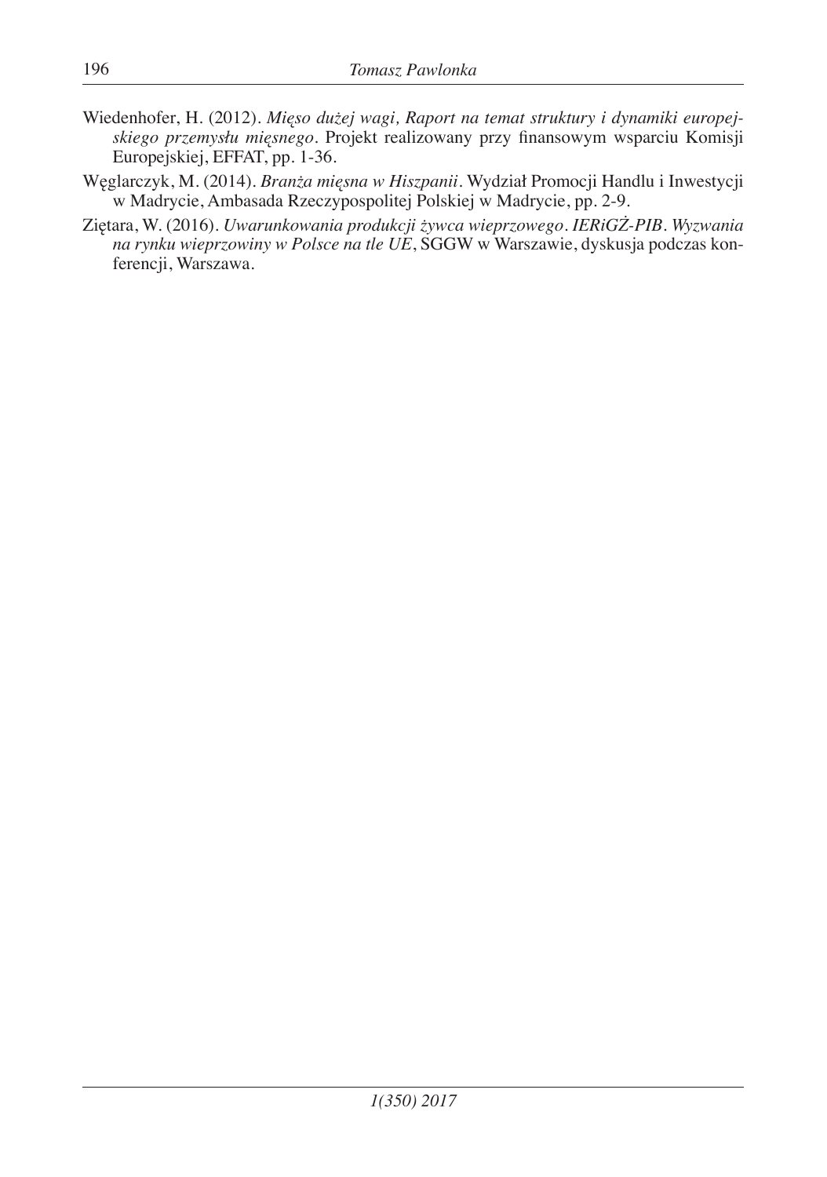Wiedenhofer, H. (2012). *Mięso dużej wagi, Raport na temat struktury i dynamiki europejskiego przemysłu mięsnego*. Projekt realizowany przy finansowym wsparciu Komisji Europejskiej, EFFAT, pp. 1-36.

Węglarczyk, M. (2014). *Branża mięsna w Hiszpanii*. Wydział Promocji Handlu i Inwestycji w Madrycie, Ambasada Rzeczypospolitej Polskiej w Madrycie, pp. 2-9.

Ziętara, W. (2016). *Uwarunkowania produkcji żywca wieprzowego. IERiGŻ-PIB. Wyzwania na rynku wieprzowiny w Polsce na tle UE*, SGGW w Warszawie, dyskusja podczas konferencji, Warszawa.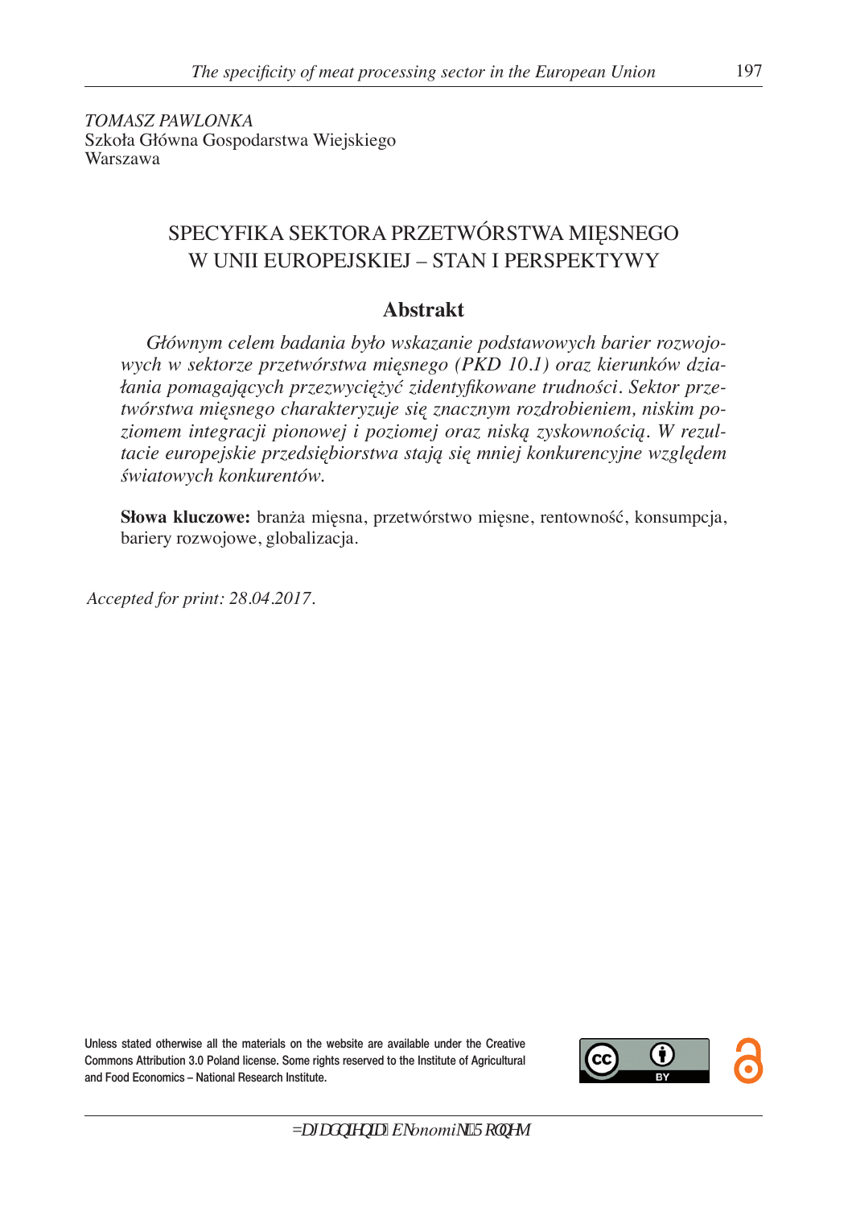*TOMASZ PAWLONKA*
Szkoła Główna Gospodarstwa Wiejskiego
Warszawa

# SPECYFIKA SEKTORA PRZETWÓRSTWA MIĘSNEGO W UNII EUROPEJSKIEJ – STAN I PERSPEKTYWY

## Abstrakt

*Głównym celem badania było wskazanie podstawowych barier rozwojowych w sektorze przetwórstwa mięsnego (PKD 10.1) oraz kierunków działania pomagających przezwyciężyć zidentyfikowane trudności. Sektor przetwórstwa mięsnego charakteryzuje się znacznym rozdrobieniem, niskim poziomem integracji pionowej i poziomej oraz niską zyskownością. W rezultacie europejskie przedsiębiorstwa stają się mniej konkurencyjne względem światowych konkurentów.*

**Słowa kluczowe:** branża mięsna, przetwórstwo mięsne, rentowność, konsumpcja, bariery rozwojowe, globalizacja.

*Accepted for print: 28.04.2017.*

Unless stated otherwise all the materials on the website are available under the Creative Commons Attribution 3.0 Poland license. Some rights reserved to the Institute of Agricultural and Food Economics – National Research Institute.